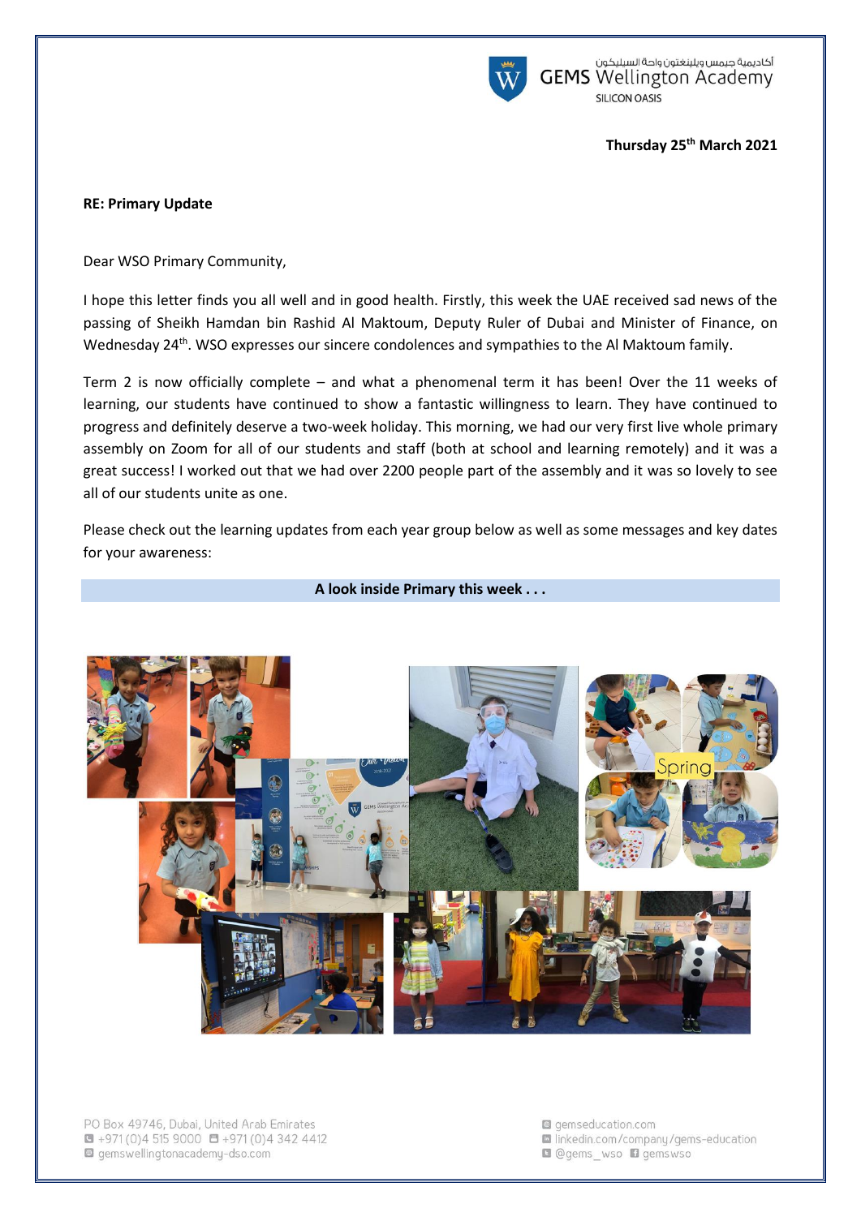أكاديمية جيمس ويلينغتون واحة السيليكون
GEMS Wellington Academy
SILICON OASIS

**Thursday 25th March 2021**

**RE: Primary Update**

Dear WSO Primary Community,

I hope this letter finds you all well and in good health. Firstly, this week the UAE received sad news of the passing of Sheikh Hamdan bin Rashid Al Maktoum, Deputy Ruler of Dubai and Minister of Finance, on Wednesday 24th. WSO expresses our sincere condolences and sympathies to the Al Maktoum family.

Term 2 is now officially complete – and what a phenomenal term it has been! Over the 11 weeks of learning, our students have continued to show a fantastic willingness to learn. They have continued to progress and definitely deserve a two-week holiday. This morning, we had our very first live whole primary assembly on Zoom for all of our students and staff (both at school and learning remotely) and it was a great success! I worked out that we had over 2200 people part of the assembly and it was so lovely to see all of our students unite as one.

Please check out the learning updates from each year group below as well as some messages and key dates for your awareness:

**A look inside Primary this week . . .**

PO Box 49746, Dubai, United Arab Emirates
+971 (0)4 515 9000 +971 (0)4 342 4412
gemswellingtonacademy-dso.com

gemseducation.com
linkedin.com/company/gems-education
@gems_wso gemswso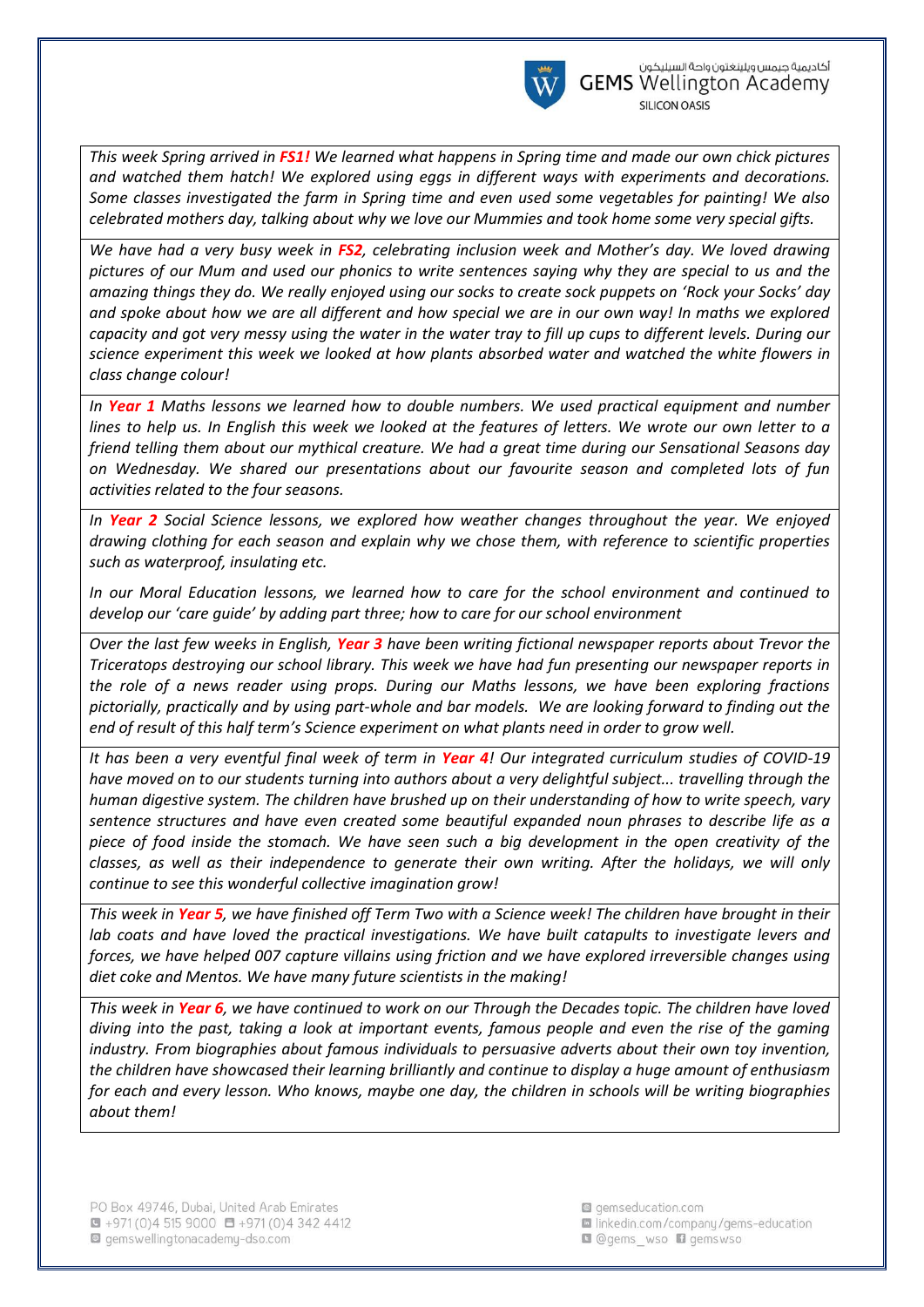*This week Spring arrived in **FS1!** We learned what happens in Spring time and made our own chick pictures and watched them hatch! We explored using eggs in different ways with experiments and decorations. Some classes investigated the farm in Spring time and even used some vegetables for painting! We also celebrated mothers day, talking about why we love our Mummies and took home some very special gifts.*

*We have had a very busy week in **FS2**, celebrating inclusion week and Mother's day. We loved drawing pictures of our Mum and used our phonics to write sentences saying why they are special to us and the amazing things they do. We really enjoyed using our socks to create sock puppets on 'Rock your Socks' day and spoke about how we are all different and how special we are in our own way! In maths we explored capacity and got very messy using the water in the water tray to fill up cups to different levels. During our science experiment this week we looked at how plants absorbed water and watched the white flowers in class change colour!*

*In **Year 1** Maths lessons we learned how to double numbers. We used practical equipment and number lines to help us. In English this week we looked at the features of letters. We wrote our own letter to a friend telling them about our mythical creature. We had a great time during our Sensational Seasons day on Wednesday. We shared our presentations about our favourite season and completed lots of fun activities related to the four seasons.*

*In **Year 2** Social Science lessons, we explored how weather changes throughout the year. We enjoyed drawing clothing for each season and explain why we chose them, with reference to scientific properties such as waterproof, insulating etc.*

*In our Moral Education lessons, we learned how to care for the school environment and continued to develop our 'care guide' by adding part three; how to care for our school environment*

*Over the last few weeks in English, **Year 3** have been writing fictional newspaper reports about Trevor the Triceratops destroying our school library. This week we have had fun presenting our newspaper reports in the role of a news reader using props. During our Maths lessons, we have been exploring fractions pictorially, practically and by using part-whole and bar models. We are looking forward to finding out the end of result of this half term's Science experiment on what plants need in order to grow well.*

*It has been a very eventful final week of term in **Year 4**! Our integrated curriculum studies of COVID-19 have moved on to our students turning into authors about a very delightful subject... travelling through the human digestive system. The children have brushed up on their understanding of how to write speech, vary sentence structures and have even created some beautiful expanded noun phrases to describe life as a piece of food inside the stomach. We have seen such a big development in the open creativity of the classes, as well as their independence to generate their own writing. After the holidays, we will only continue to see this wonderful collective imagination grow!*

*This week in **Year 5**, we have finished off Term Two with a Science week! The children have brought in their lab coats and have loved the practical investigations. We have built catapults to investigate levers and forces, we have helped 007 capture villains using friction and we have explored irreversible changes using diet coke and Mentos. We have many future scientists in the making!*

*This week in **Year 6**, we have continued to work on our Through the Decades topic. The children have loved diving into the past, taking a look at important events, famous people and even the rise of the gaming industry. From biographies about famous individuals to persuasive adverts about their own toy invention, the children have showcased their learning brilliantly and continue to display a huge amount of enthusiasm for each and every lesson. Who knows, maybe one day, the children in schools will be writing biographies about them!*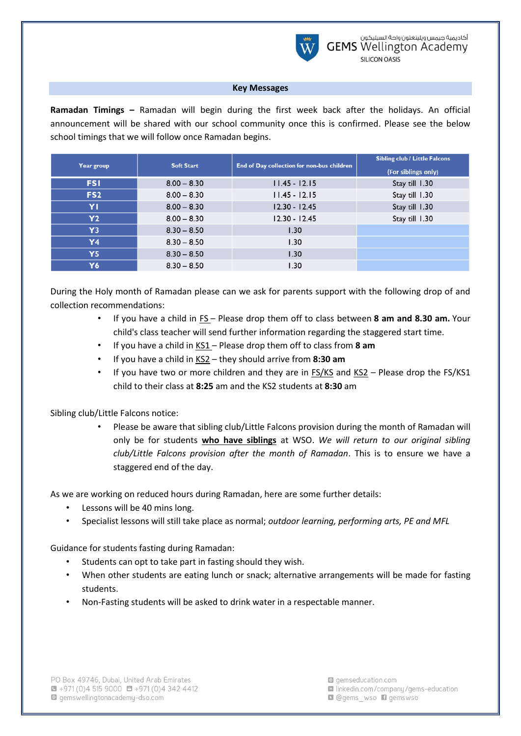## Key Messages

**Ramadan Timings –** Ramadan will begin during the first week back after the holidays. An official announcement will be shared with our school community once this is confirmed. Please see the below school timings that we will follow once Ramadan begins.

| Year group | Soft Start | End of Day collection for non-bus children | Sibling club / Little Falcons (For siblings only) |
|---|---|---|---|
| FS1 | 8.00 – 8.30 | 11.45 - 12.15 | Stay till 1.30 |
| FS2 | 8.00 – 8.30 | 11.45 - 12.15 | Stay till 1.30 |
| Y1 | 8.00 – 8.30 | 12.30 - 12.45 | Stay till 1.30 |
| Y2 | 8.00 – 8.30 | 12.30 - 12.45 | Stay till 1.30 |
| Y3 | 8.30 – 8.50 | 1.30 | |
| Y4 | 8.30 – 8.50 | 1.30 | |
| Y5 | 8.30 – 8.50 | 1.30 | |
| Y6 | 8.30 – 8.50 | 1.30 | |

During the Holy month of Ramadan please can we ask for parents support with the following drop of and collection recommendations:

- If you have a child in FS – Please drop them off to class between **8 am and 8.30 am.** Your child's class teacher will send further information regarding the staggered start time.
- If you have a child in KS1 – Please drop them off to class from **8 am**
- If you have a child in KS2 – they should arrive from **8:30 am**
- If you have two or more children and they are in FS/KS and KS2 – Please drop the FS/KS1 child to their class at **8:25** am and the KS2 students at **8:30** am

Sibling club/Little Falcons notice:

- Please be aware that sibling club/Little Falcons provision during the month of Ramadan will only be for students **who have siblings** at WSO. *We will return to our original sibling club/Little Falcons provision after the month of Ramadan*. This is to ensure we have a staggered end of the day.

As we are working on reduced hours during Ramadan, here are some further details:

- Lessons will be 40 mins long.
- Specialist lessons will still take place as normal; *outdoor learning, performing arts, PE and MFL*

Guidance for students fasting during Ramadan:

- Students can opt to take part in fasting should they wish.
- When other students are eating lunch or snack; alternative arrangements will be made for fasting students.
- Non-Fasting students will be asked to drink water in a respectable manner.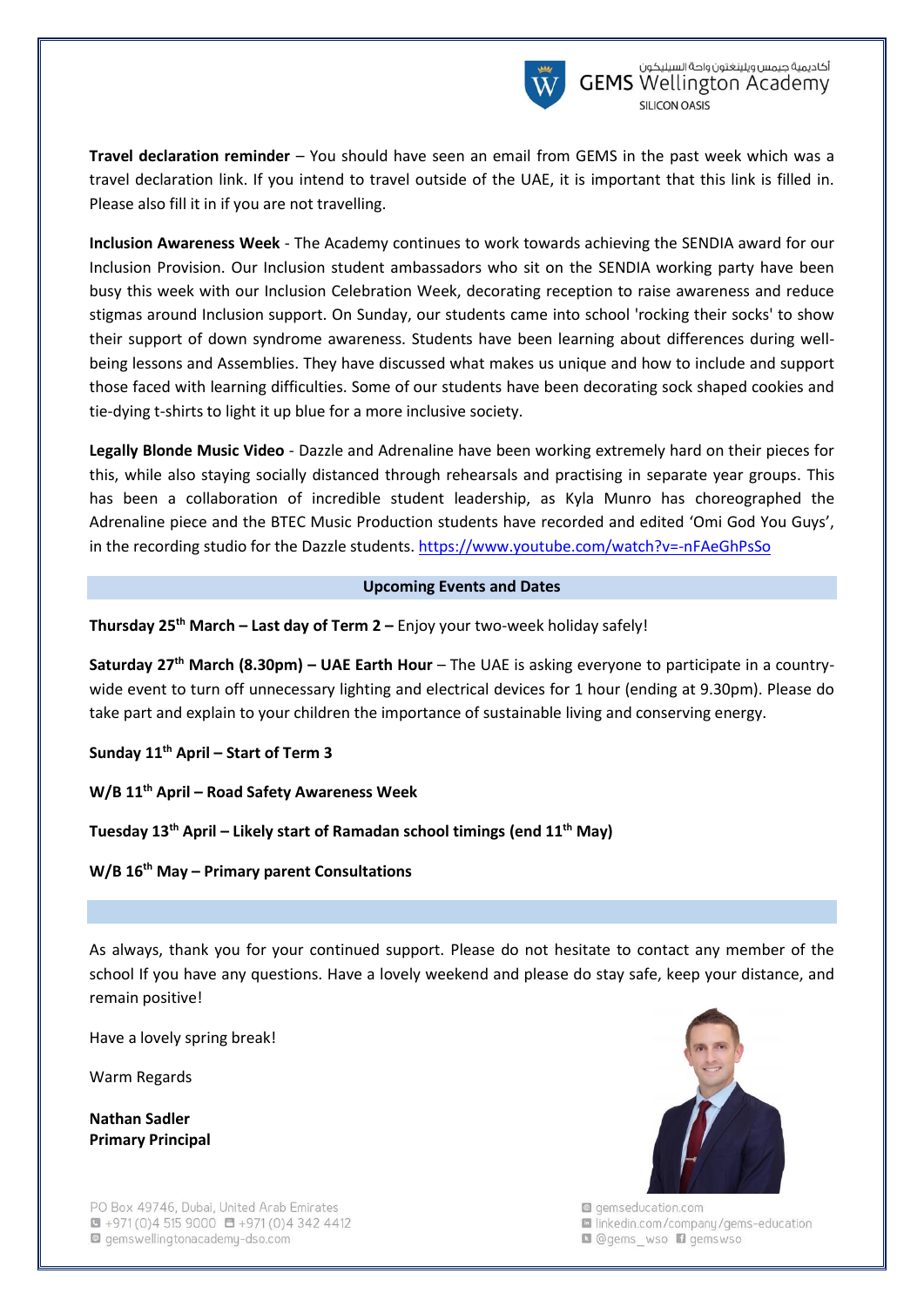**Travel declaration reminder** – You should have seen an email from GEMS in the past week which was a travel declaration link. If you intend to travel outside of the UAE, it is important that this link is filled in. Please also fill it in if you are not travelling.

**Inclusion Awareness Week** - The Academy continues to work towards achieving the SENDIA award for our Inclusion Provision. Our Inclusion student ambassadors who sit on the SENDIA working party have been busy this week with our Inclusion Celebration Week, decorating reception to raise awareness and reduce stigmas around Inclusion support. On Sunday, our students came into school 'rocking their socks' to show their support of down syndrome awareness. Students have been learning about differences during well-being lessons and Assemblies. They have discussed what makes us unique and how to include and support those faced with learning difficulties. Some of our students have been decorating sock shaped cookies and tie-dying t-shirts to light it up blue for a more inclusive society.

**Legally Blonde Music Video** - Dazzle and Adrenaline have been working extremely hard on their pieces for this, while also staying socially distanced through rehearsals and practising in separate year groups. This has been a collaboration of incredible student leadership, as Kyla Munro has choreographed the Adrenaline piece and the BTEC Music Production students have recorded and edited 'Omi God You Guys', in the recording studio for the Dazzle students. https://www.youtube.com/watch?v=-nFAeGhPsSo

## Upcoming Events and Dates

**Thursday 25th March – Last day of Term 2 –** Enjoy your two-week holiday safely!

**Saturday 27th March (8.30pm) – UAE Earth Hour** – The UAE is asking everyone to participate in a country-wide event to turn off unnecessary lighting and electrical devices for 1 hour (ending at 9.30pm). Please do take part and explain to your children the importance of sustainable living and conserving energy.

**Sunday 11th April – Start of Term 3**

**W/B 11th April – Road Safety Awareness Week**

**Tuesday 13th April – Likely start of Ramadan school timings (end 11th May)**

**W/B 16th May – Primary parent Consultations**

As always, thank you for your continued support. Please do not hesitate to contact any member of the school If you have any questions. Have a lovely weekend and please do stay safe, keep your distance, and remain positive!

Have a lovely spring break!

Warm Regards

**Nathan Sadler**
**Primary Principal**

PO Box 49746, Dubai, United Arab Emirates
+971 (0)4 515 9000 +971 (0)4 342 4412
gemswellingtonacademy-dso.com

gemseducation.com
linkedin.com/company/gems-education
@gems_wso gemswso